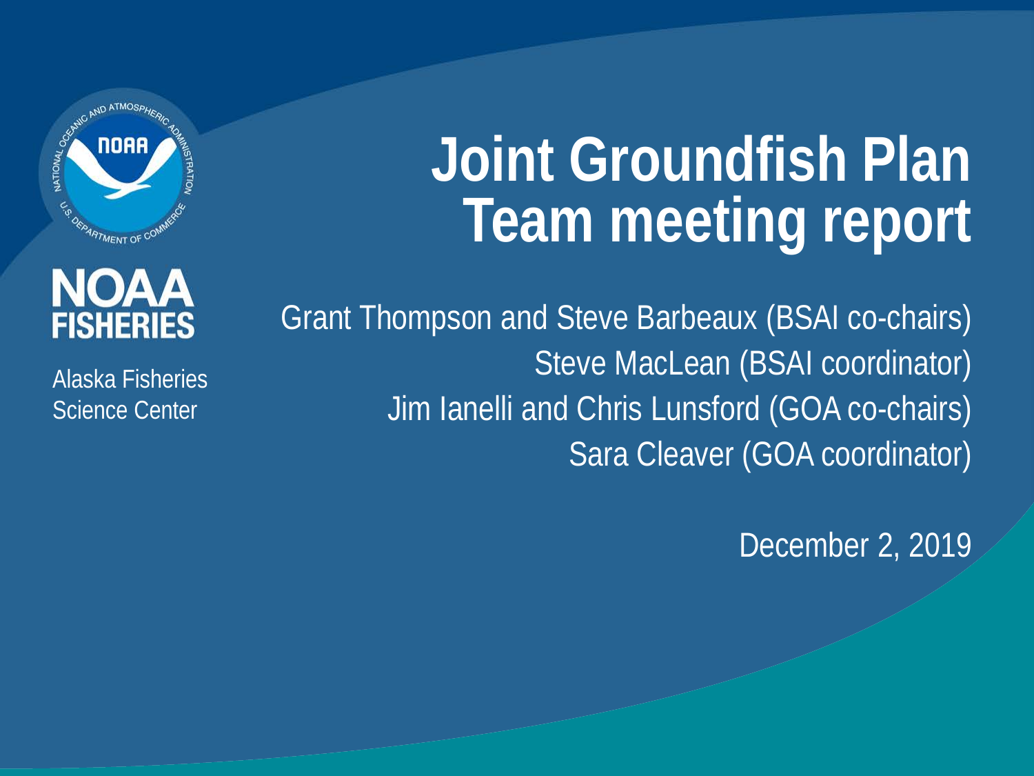NOAA FISHERIES

Alaska Fisheries Science Center

# Joint Groundfish Plan Team meeting report

Grant Thompson and Steve Barbeaux (BSAI co-chairs)
Steve MacLean (BSAI coordinator)
Jim Ianelli and Chris Lunsford (GOA co-chairs)
Sara Cleaver (GOA coordinator)

December 2, 2019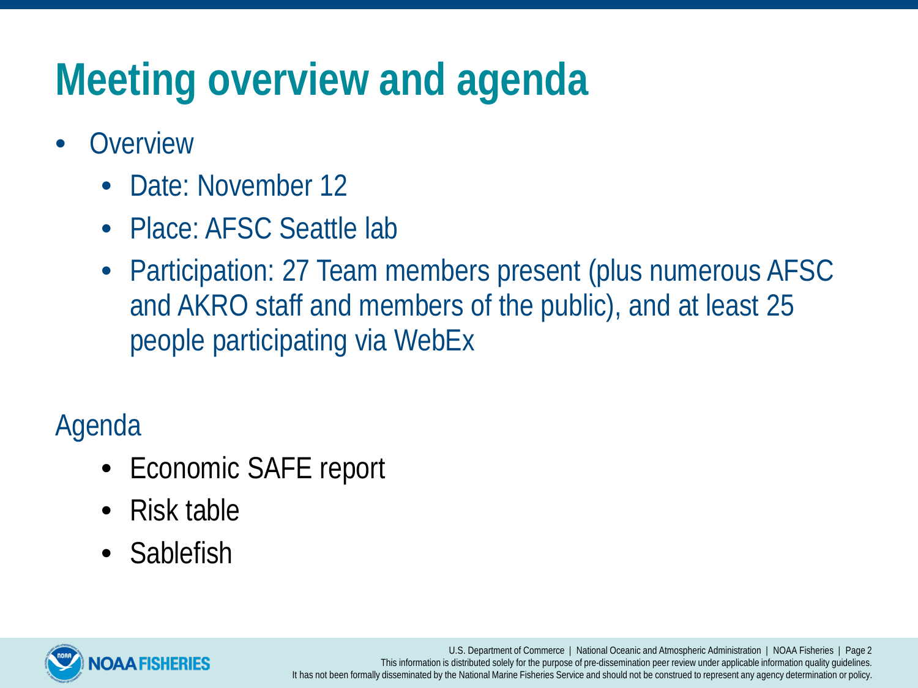# Meeting overview and agenda

- Overview
  - Date: November 12
  - Place: AFSC Seattle lab
  - Participation: 27 Team members present (plus numerous AFSC and AKRO staff and members of the public), and at least 25 people participating via WebEx

Agenda

- Economic SAFE report
- Risk table
- Sablefish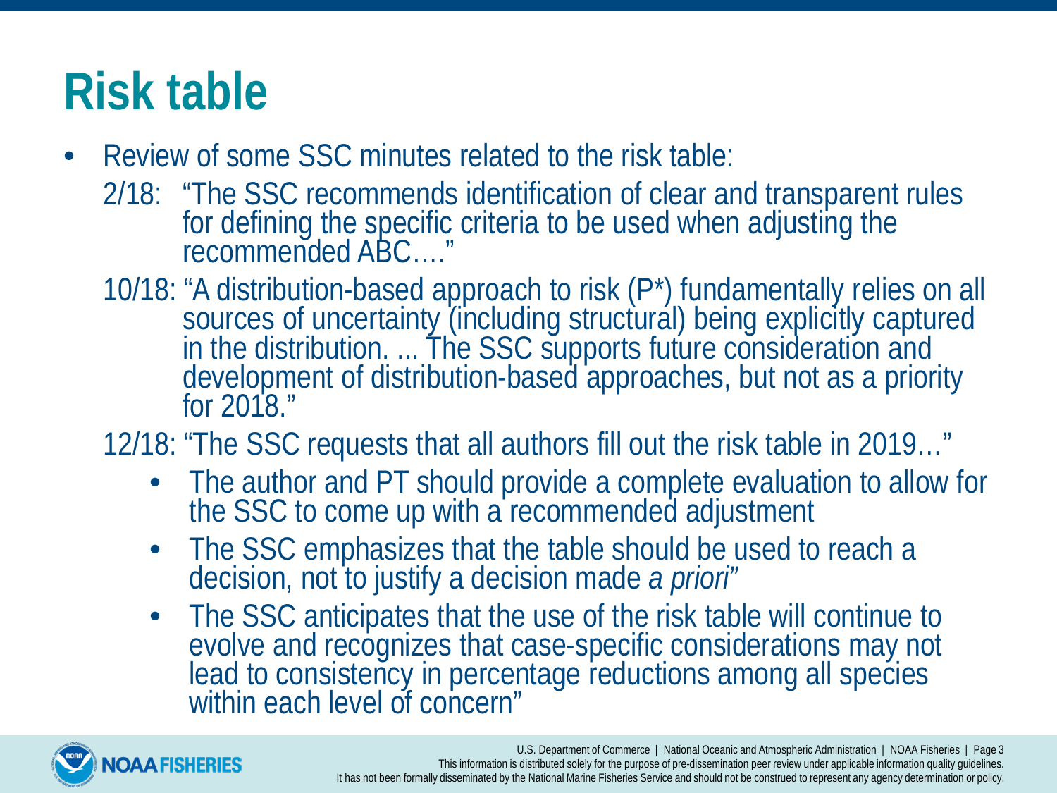# Risk table

- Review of some SSC minutes related to the risk table:

  2/18: "The SSC recommends identification of clear and transparent rules for defining the specific criteria to be used when adjusting the recommended ABC…."

  10/18: "A distribution-based approach to risk (P*) fundamentally relies on all sources of uncertainty (including structural) being explicitly captured in the distribution. ... The SSC supports future consideration and development of distribution-based approaches, but not as a priority for 2018."

  12/18: "The SSC requests that all authors fill out the risk table in 2019…"

  - The author and PT should provide a complete evaluation to allow for the SSC to come up with a recommended adjustment
  - The SSC emphasizes that the table should be used to reach a decision, not to justify a decision made *a priori*"
  - The SSC anticipates that the use of the risk table will continue to evolve and recognizes that case-specific considerations may not lead to consistency in percentage reductions among all species within each level of concern"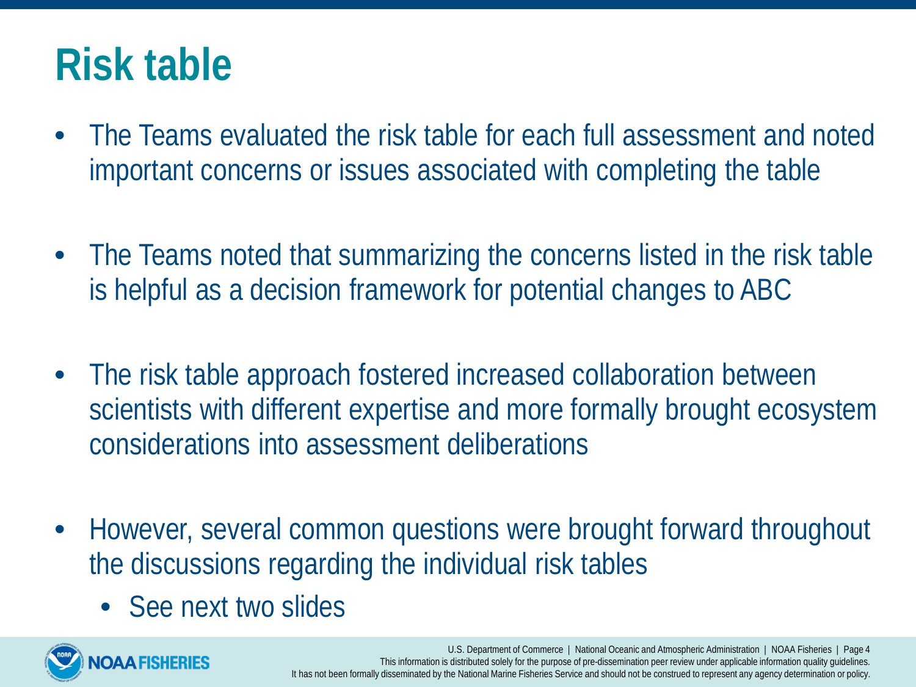# Risk table

- The Teams evaluated the risk table for each full assessment and noted important concerns or issues associated with completing the table
- The Teams noted that summarizing the concerns listed in the risk table is helpful as a decision framework for potential changes to ABC
- The risk table approach fostered increased collaboration between scientists with different expertise and more formally brought ecosystem considerations into assessment deliberations
- However, several common questions were brought forward throughout the discussions regarding the individual risk tables
  - See next two slides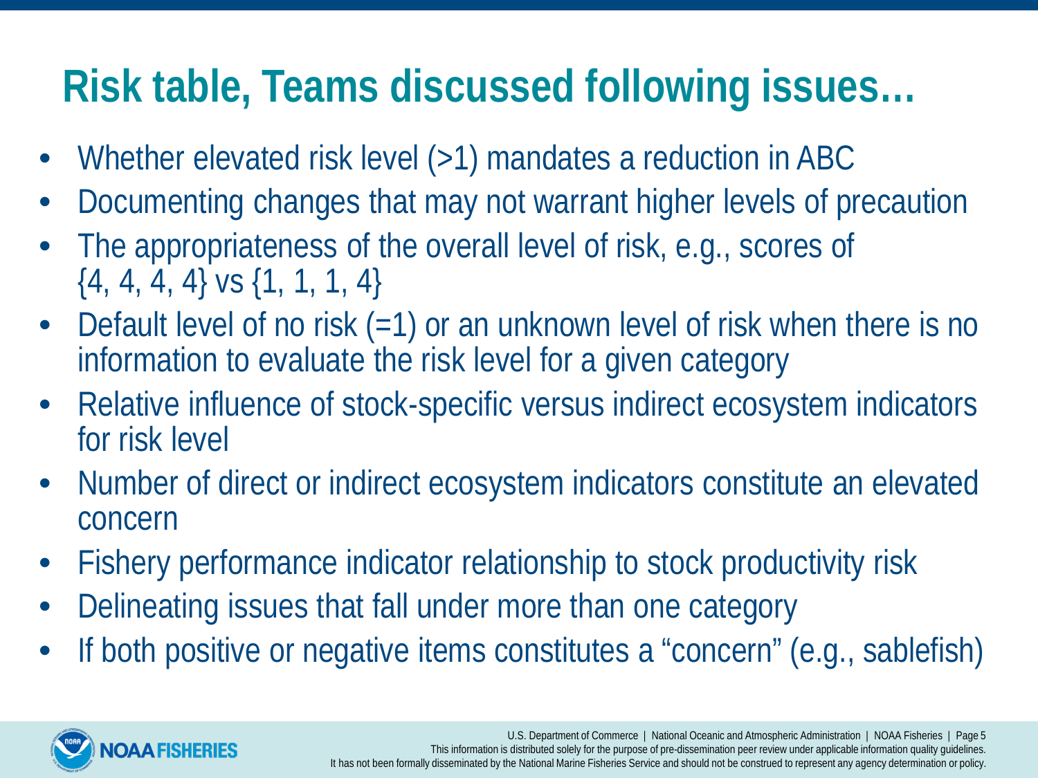# Risk table, Teams discussed following issues…

- Whether elevated risk level (>1) mandates a reduction in ABC
- Documenting changes that may not warrant higher levels of precaution
- The appropriateness of the overall level of risk, e.g., scores of {4, 4, 4, 4} vs {1, 1, 1, 4}
- Default level of no risk (=1) or an unknown level of risk when there is no information to evaluate the risk level for a given category
- Relative influence of stock-specific versus indirect ecosystem indicators for risk level
- Number of direct or indirect ecosystem indicators constitute an elevated concern
- Fishery performance indicator relationship to stock productivity risk
- Delineating issues that fall under more than one category
- If both positive or negative items constitutes a "concern" (e.g., sablefish)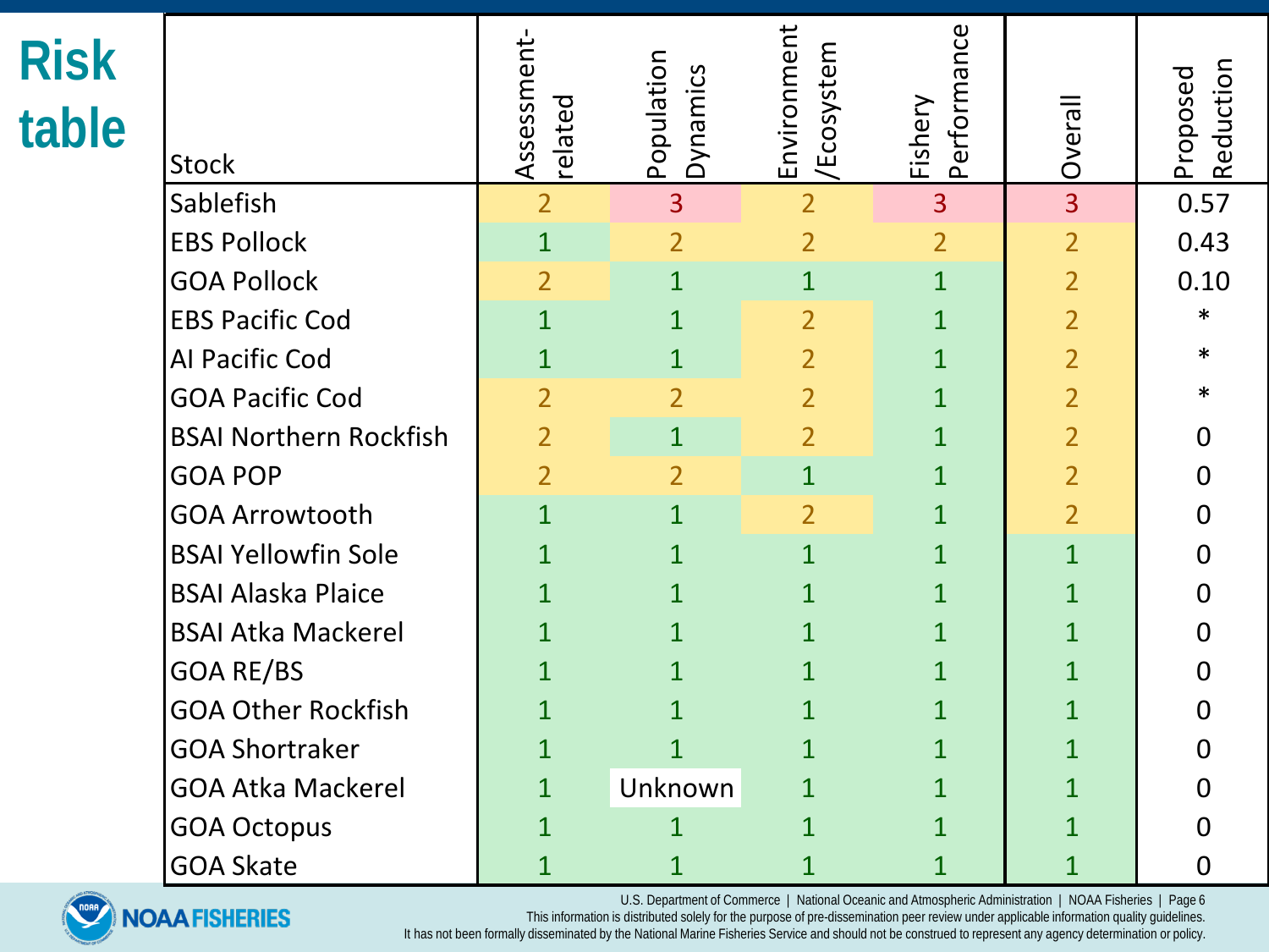# Risk table

| Stock | Assessment-related | Population Dynamics | Environment /Ecosystem | Fishery Performance | Overall | Proposed Reduction |
|---|---|---|---|---|---|---|
| Sablefish | 2 | 3 | 2 | 3 | 3 | 0.57 |
| EBS Pollock | 1 | 2 | 2 | 2 | 2 | 0.43 |
| GOA Pollock | 2 | 1 | 1 | 1 | 2 | 0.10 |
| EBS Pacific Cod | 1 | 1 | 2 | 1 | 2 | * |
| AI Pacific Cod | 1 | 1 | 2 | 1 | 2 | * |
| GOA Pacific Cod | 2 | 2 | 2 | 1 | 2 | * |
| BSAI Northern Rockfish | 2 | 1 | 2 | 1 | 2 | 0 |
| GOA POP | 2 | 2 | 1 | 1 | 2 | 0 |
| GOA Arrowtooth | 1 | 1 | 2 | 1 | 2 | 0 |
| BSAI Yellowfin Sole | 1 | 1 | 1 | 1 | 1 | 0 |
| BSAI Alaska Plaice | 1 | 1 | 1 | 1 | 1 | 0 |
| BSAI Atka Mackerel | 1 | 1 | 1 | 1 | 1 | 0 |
| GOA RE/BS | 1 | 1 | 1 | 1 | 1 | 0 |
| GOA Other Rockfish | 1 | 1 | 1 | 1 | 1 | 0 |
| GOA Shortraker | 1 | 1 | 1 | 1 | 1 | 0 |
| GOA Atka Mackerel | 1 | Unknown | 1 | 1 | 1 | 0 |
| GOA Octopus | 1 | 1 | 1 | 1 | 1 | 0 |
| GOA Skate | 1 | 1 | 1 | 1 | 1 | 0 |

This information is distributed solely for the purpose of pre-dissemination peer review under applicable information quality guidelines. It has not been formally disseminated by the National Marine Fisheries Service and should not be construed to represent any agency determination or policy.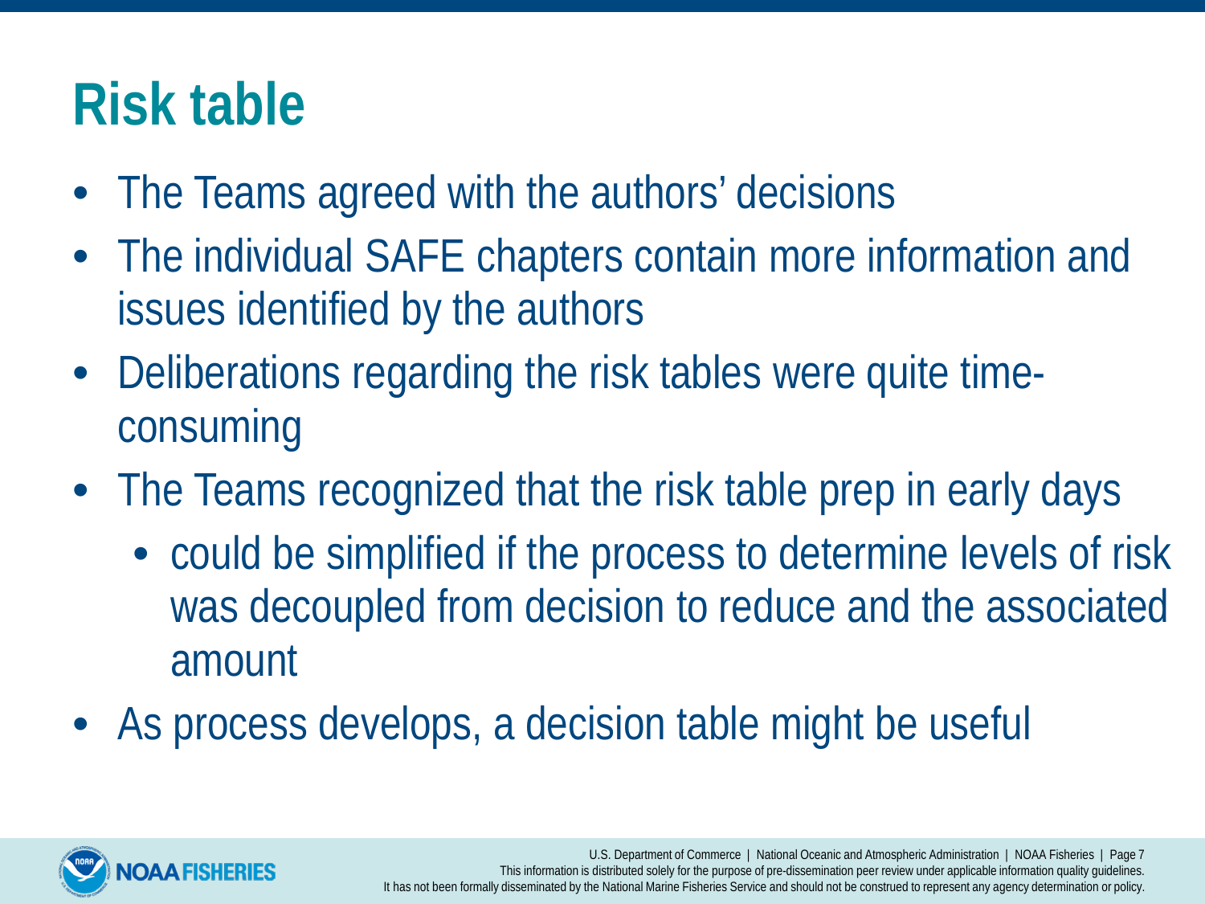# Risk table

- The Teams agreed with the authors' decisions
- The individual SAFE chapters contain more information and issues identified by the authors
- Deliberations regarding the risk tables were quite time-consuming
- The Teams recognized that the risk table prep in early days
  - could be simplified if the process to determine levels of risk was decoupled from decision to reduce and the associated amount
- As process develops, a decision table might be useful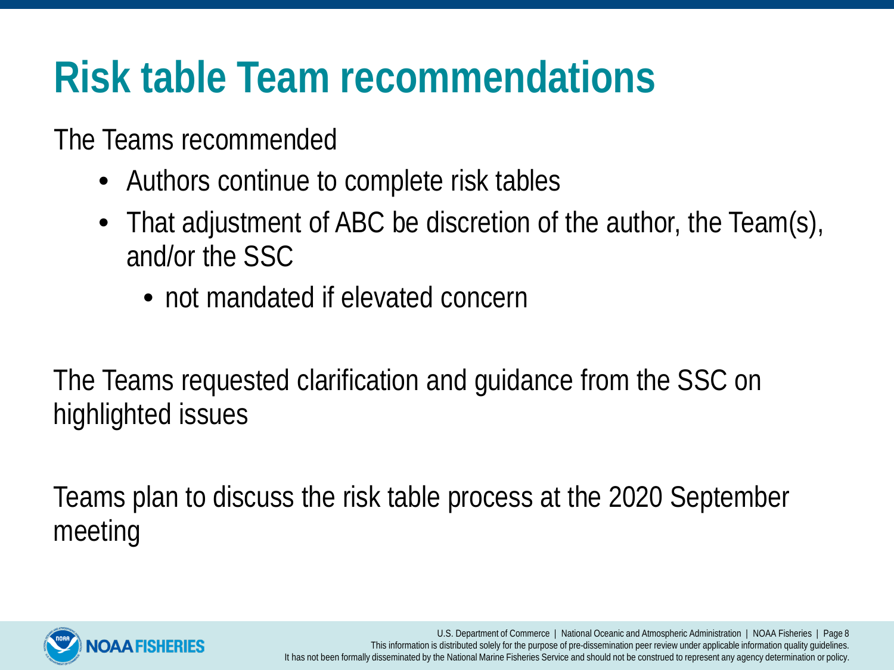# Risk table Team recommendations

The Teams recommended

- Authors continue to complete risk tables
- That adjustment of ABC be discretion of the author, the Team(s), and/or the SSC
  - not mandated if elevated concern

The Teams requested clarification and guidance from the SSC on highlighted issues

Teams plan to discuss the risk table process at the 2020 September meeting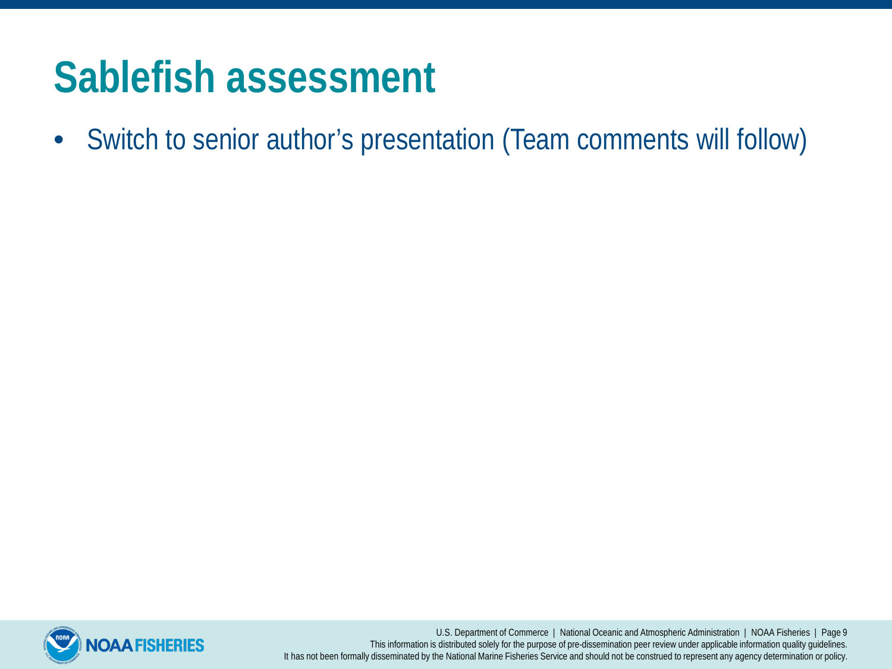# Sablefish assessment

- Switch to senior author's presentation (Team comments will follow)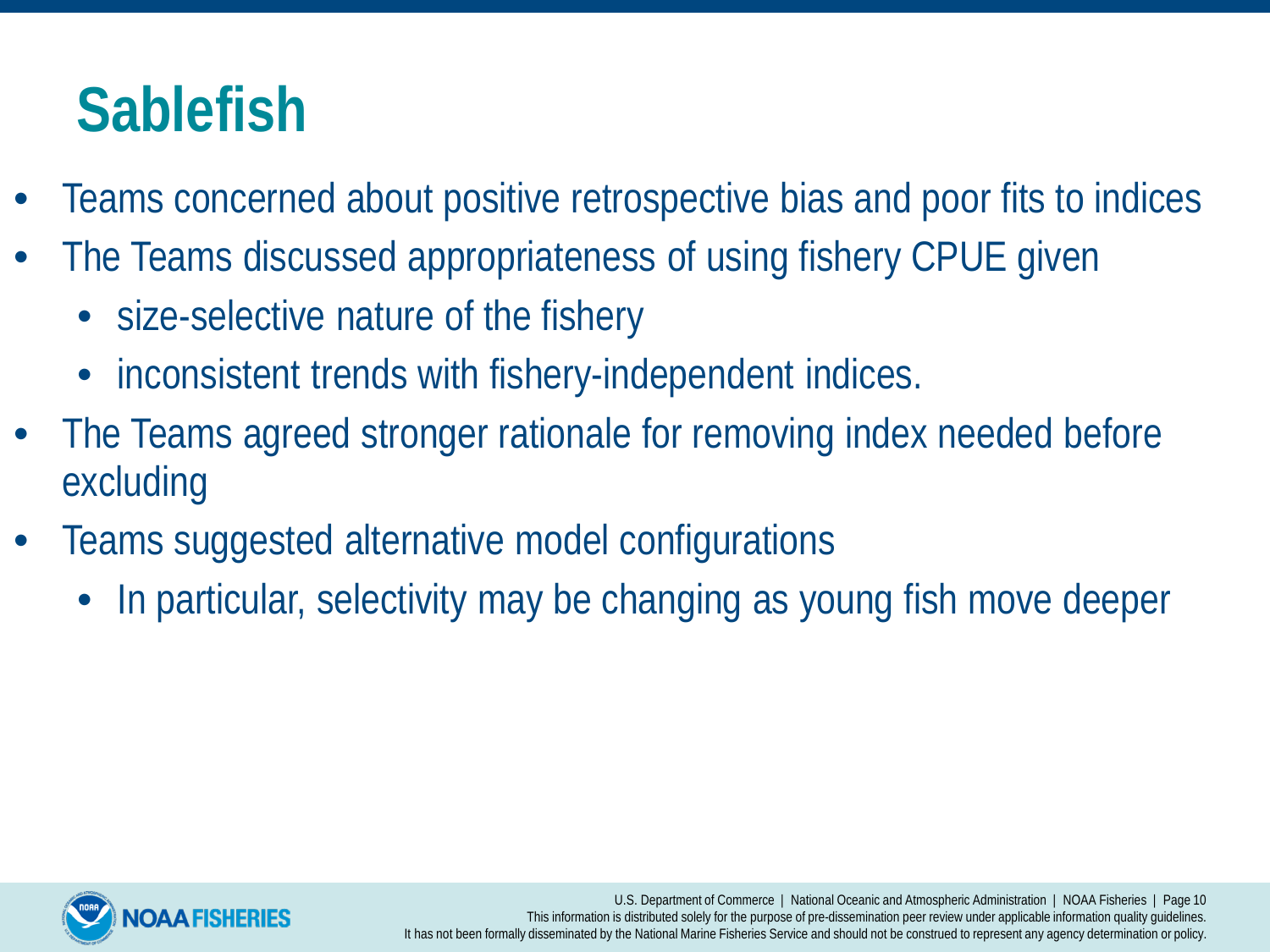# Sablefish

- Teams concerned about positive retrospective bias and poor fits to indices
- The Teams discussed appropriateness of using fishery CPUE given
  - size-selective nature of the fishery
  - inconsistent trends with fishery-independent indices.
- The Teams agreed stronger rationale for removing index needed before excluding
- Teams suggested alternative model configurations
  - In particular, selectivity may be changing as young fish move deeper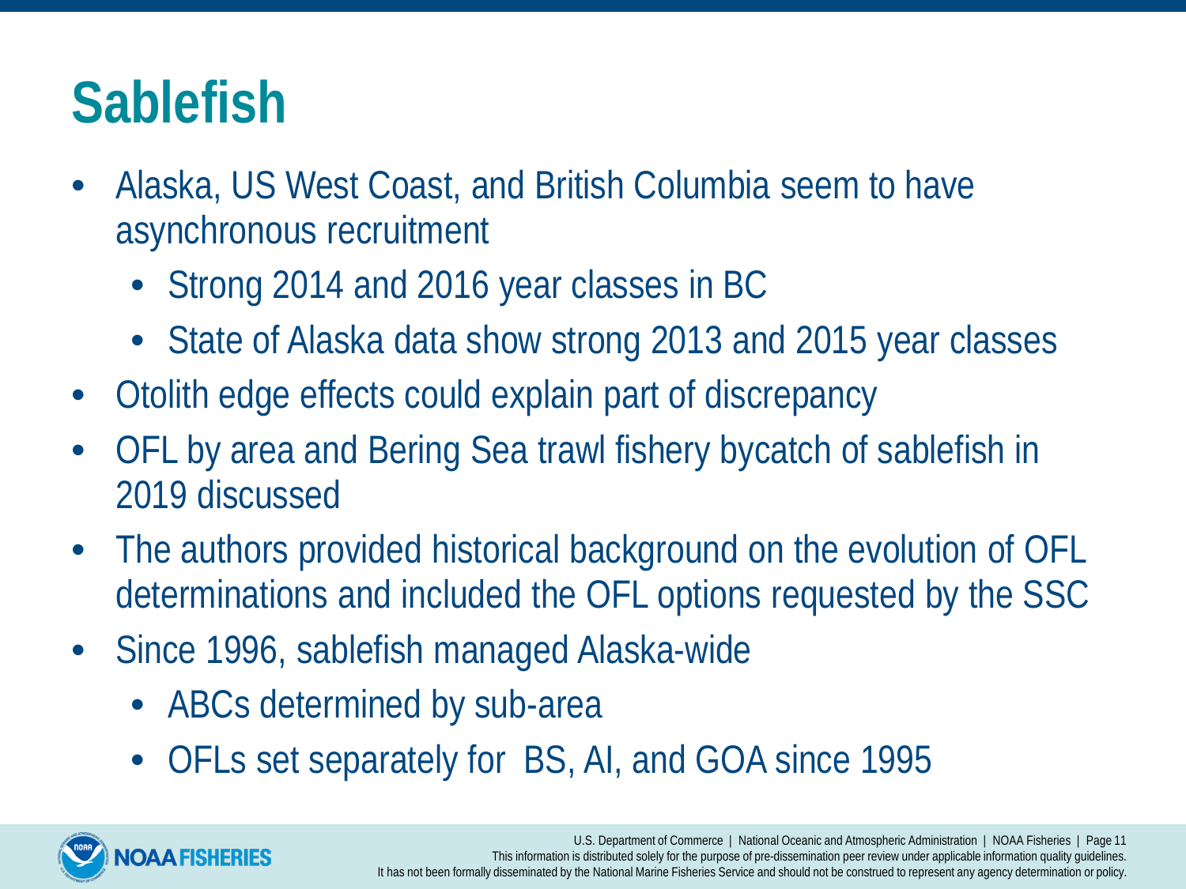# Sablefish

- Alaska, US West Coast, and British Columbia seem to have asynchronous recruitment
  - Strong 2014 and 2016 year classes in BC
  - State of Alaska data show strong 2013 and 2015 year classes
- Otolith edge effects could explain part of discrepancy
- OFL by area and Bering Sea trawl fishery bycatch of sablefish in 2019 discussed
- The authors provided historical background on the evolution of OFL determinations and included the OFL options requested by the SSC
- Since 1996, sablefish managed Alaska-wide
  - ABCs determined by sub-area
  - OFLs set separately for BS, AI, and GOA since 1995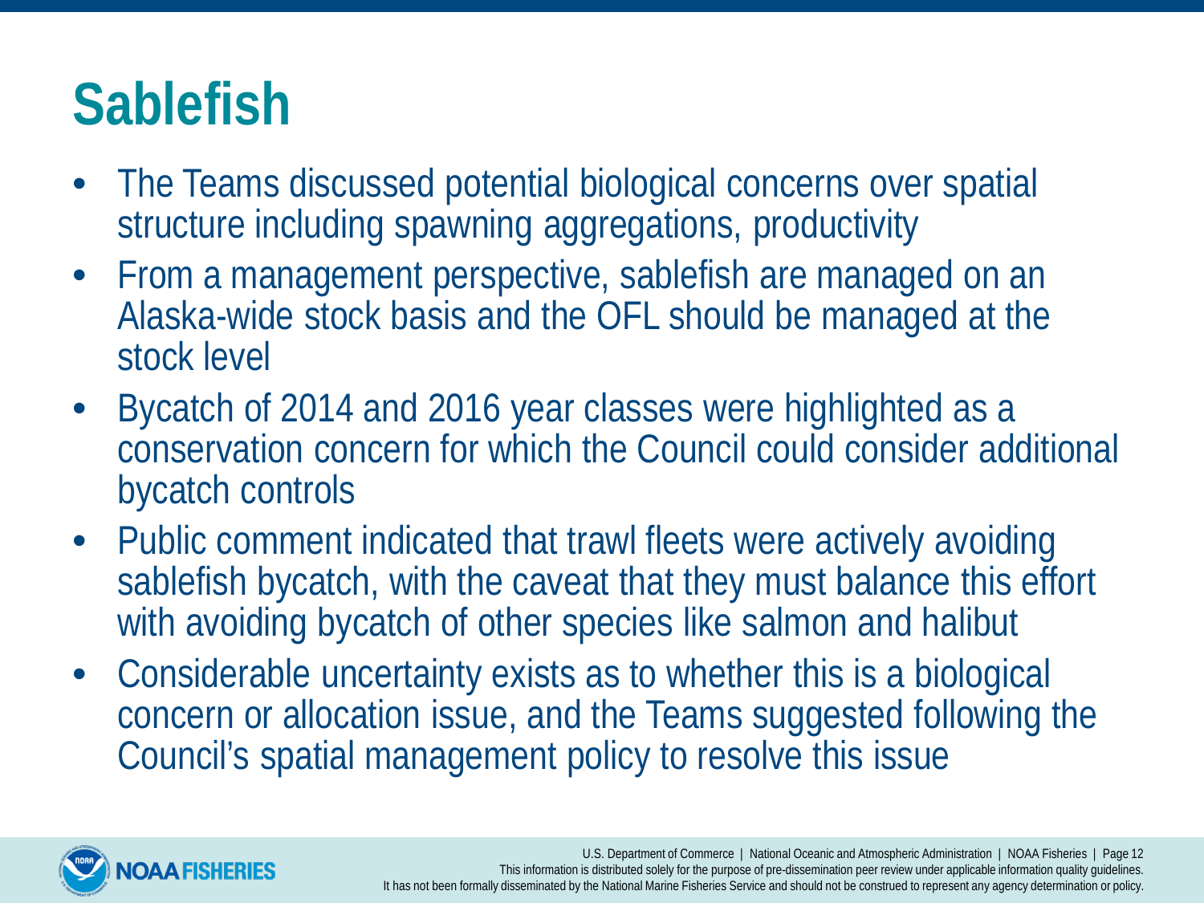# Sablefish

- The Teams discussed potential biological concerns over spatial structure including spawning aggregations, productivity
- From a management perspective, sablefish are managed on an Alaska-wide stock basis and the OFL should be managed at the stock level
- Bycatch of 2014 and 2016 year classes were highlighted as a conservation concern for which the Council could consider additional bycatch controls
- Public comment indicated that trawl fleets were actively avoiding sablefish bycatch, with the caveat that they must balance this effort with avoiding bycatch of other species like salmon and halibut
- Considerable uncertainty exists as to whether this is a biological concern or allocation issue, and the Teams suggested following the Council's spatial management policy to resolve this issue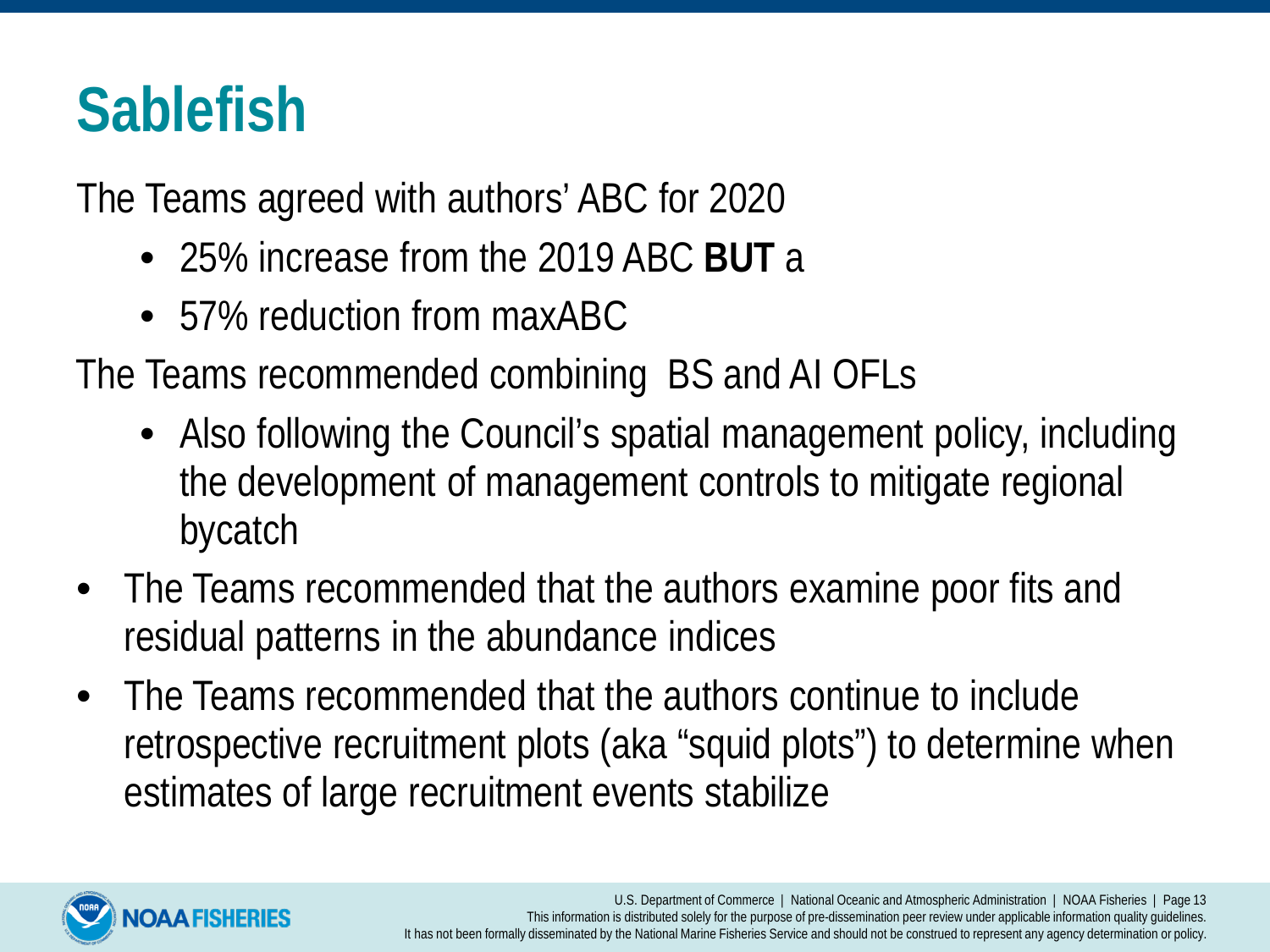# Sablefish

The Teams agreed with authors' ABC for 2020

- 25% increase from the 2019 ABC **BUT** a
- 57% reduction from maxABC

The Teams recommended combining  BS and AI OFLs

- Also following the Council's spatial management policy, including the development of management controls to mitigate regional bycatch

- The Teams recommended that the authors examine poor fits and residual patterns in the abundance indices
- The Teams recommended that the authors continue to include retrospective recruitment plots (aka "squid plots") to determine when estimates of large recruitment events stabilize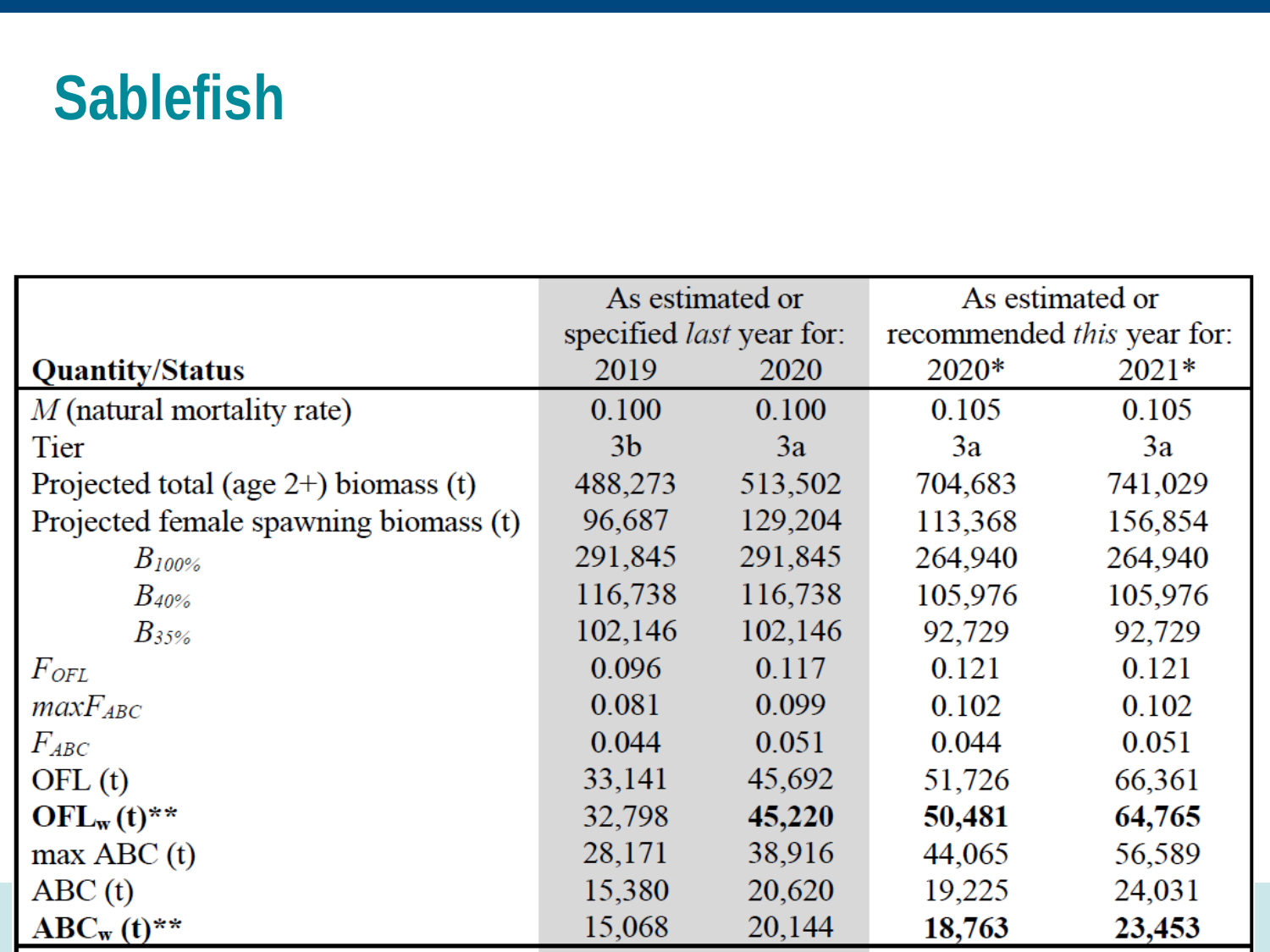# Sablefish

| Quantity/Status | As estimated or specified *last* year for: 2019 | 2020 | As estimated or recommended *this* year for: 2020* | 2021* |
|---|---|---|---|---|
| *M* (natural mortality rate) | 0.100 | 0.100 | 0.105 | 0.105 |
| Tier | 3b | 3a | 3a | 3a |
| Projected total (age 2+) biomass (t) | 488,273 | 513,502 | 704,683 | 741,029 |
| Projected female spawning biomass (t) | 96,687 | 129,204 | 113,368 | 156,854 |
| $B_{100\%}$ | 291,845 | 291,845 | 264,940 | 264,940 |
| $B_{40\%}$ | 116,738 | 116,738 | 105,976 | 105,976 |
| $B_{35\%}$ | 102,146 | 102,146 | 92,729 | 92,729 |
| $F_{OFL}$ | 0.096 | 0.117 | 0.121 | 0.121 |
| $maxF_{ABC}$ | 0.081 | 0.099 | 0.102 | 0.102 |
| $F_{ABC}$ | 0.044 | 0.051 | 0.044 | 0.051 |
| OFL (t) | 33,141 | 45,692 | 51,726 | 66,361 |
| **$OFL_w$ (t)**** | 32,798 | **45,220** | **50,481** | **64,765** |
| max ABC (t) | 28,171 | 38,916 | 44,065 | 56,589 |
| ABC (t) | 15,380 | 20,620 | 19,225 | 24,031 |
| **$ABC_w$ (t)**** | 15,068 | 20,144 | **18,763** | **23,453** |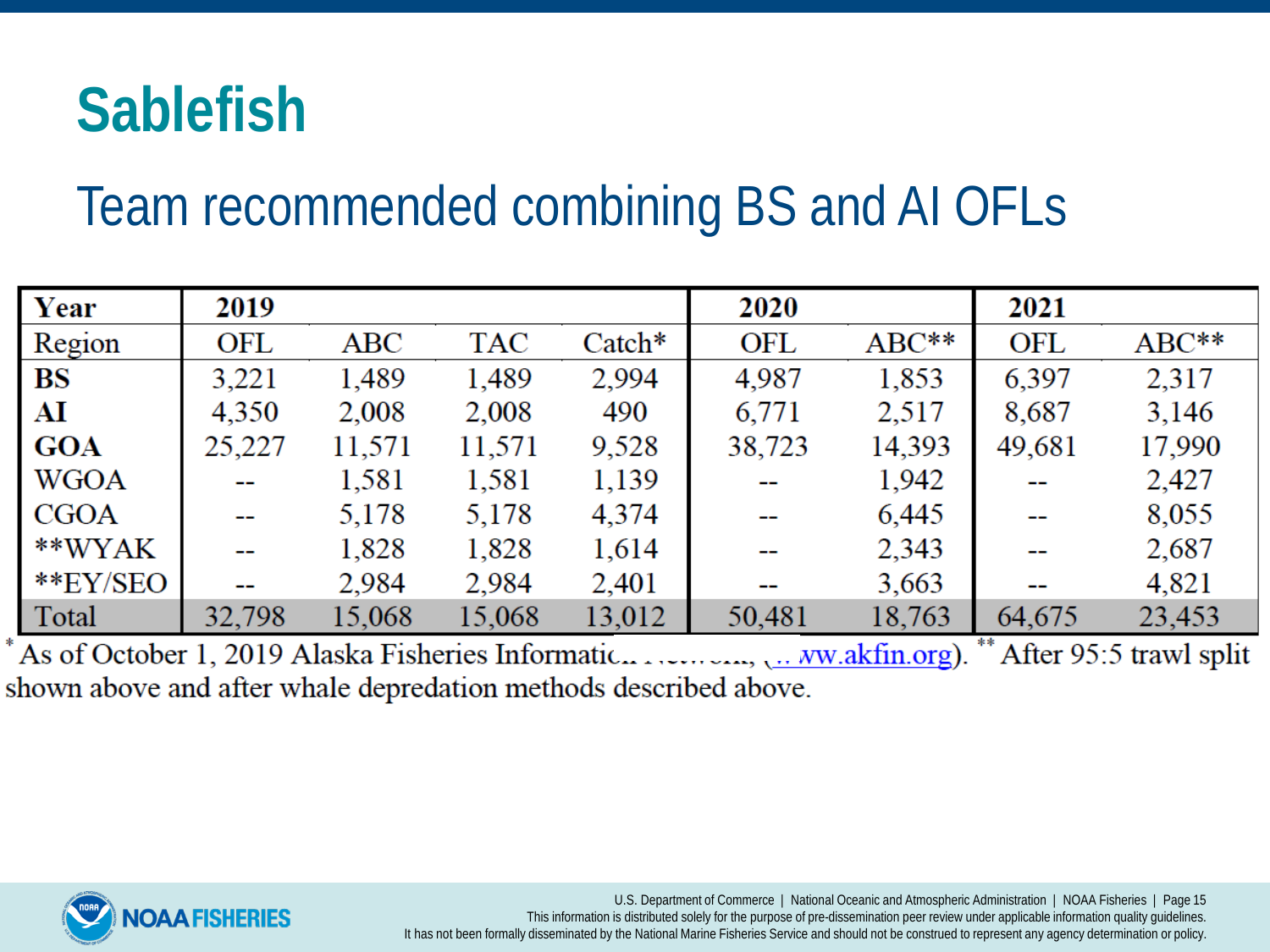# Sablefish

## Team recommended combining BS and AI OFLs

| Year | 2019 | | | | 2020 | | 2021 | |
|---|---|---|---|---|---|---|---|---|
| Region | OFL | ABC | TAC | Catch* | OFL | ABC** | OFL | ABC** |
| **BS** | 3,221 | 1,489 | 1,489 | 2,994 | 4,987 | 1,853 | 6,397 | 2,317 |
| **AI** | 4,350 | 2,008 | 2,008 | 490 | 6,771 | 2,517 | 8,687 | 3,146 |
| **GOA** | 25,227 | 11,571 | 11,571 | 9,528 | 38,723 | 14,393 | 49,681 | 17,990 |
| WGOA | -- | 1,581 | 1,581 | 1,139 | -- | 1,942 | -- | 2,427 |
| CGOA | -- | 5,178 | 5,178 | 4,374 | -- | 6,445 | -- | 8,055 |
| **WYAK | -- | 1,828 | 1,828 | 1,614 | -- | 2,343 | -- | 2,687 |
| **EY/SEO | -- | 2,984 | 2,984 | 2,401 | -- | 3,663 | -- | 4,821 |
| Total | 32,798 | 15,068 | 15,068 | 13,012 | 50,481 | 18,763 | 64,675 | 23,453 |

* As of October 1, 2019 Alaska Fisheries Information Network, (www.akfin.org). ** After 95:5 trawl split shown above and after whale depredation methods described above.